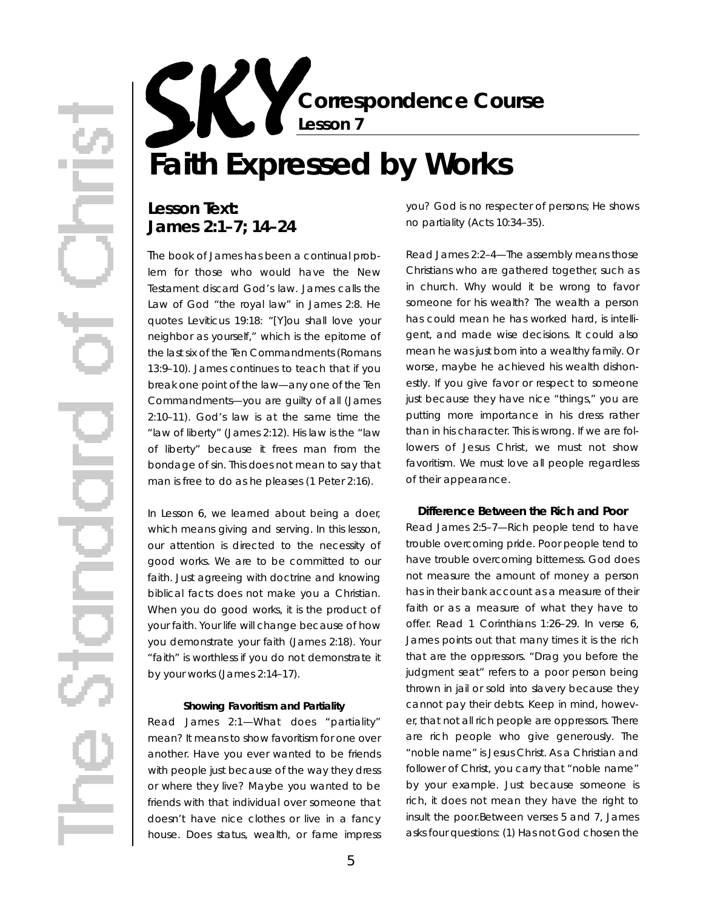# SKY Correspondence Course

**Lesson 7**

# Faith Expressed by Works

## Lesson Text: James 2:1–7; 14–24

The book of James has been a continual problem for those who would have the New Testament discard God's law. James calls the Law of God "the royal law" in James 2:8. He quotes Leviticus 19:18: "[Y]ou shall love your neighbor as yourself," which is the epitome of the last six of the Ten Commandments (Romans 13:9–10). James continues to teach that if you break one point of the law—any one of the Ten Commandments—you are guilty of all (James 2:10–11). God's law is at the same time the "law of liberty" (James 2:12). His law is the "law of liberty" because it frees man from the bondage of sin. This does not mean to say that man is free to do as he pleases (1 Peter 2:16).

In Lesson 6, we learned about being a doer, which means giving and serving. In this lesson, our attention is directed to the necessity of good works. We are to be committed to our faith. Just agreeing with doctrine and knowing biblical facts does not make you a Christian. When you do good works, it is the product of your faith. Your life will change because of how you demonstrate your faith (James 2:18). Your "faith" is worthless if you do not demonstrate it by your works (James 2:14–17).

#### Showing Favoritism and Partiality

Read James 2:1—What does "partiality" mean? It means to show favoritism for one over another. Have you ever wanted to be friends with people just because of the way they dress or where they live? Maybe you wanted to be friends with that individual over someone that doesn't have nice clothes or live in a fancy house. Does status, wealth, or fame impress you? God is no respecter of persons; He shows no partiality (Acts 10:34–35).

Read James 2:2–4—The assembly means those Christians who are gathered together, such as in church. Why would it be wrong to favor someone for his wealth? The wealth a person has could mean he has worked hard, is intelligent, and made wise decisions. It could also mean he was just born into a wealthy family. Or worse, maybe he achieved his wealth dishonestly. If you give favor or respect to someone just because they have nice "things," you are putting more importance in his dress rather than in his character. This is wrong. If we are followers of Jesus Christ, we must not show favoritism. We must love all people regardless of their appearance.

#### Difference Between the Rich and Poor

Read James 2:5–7—Rich people tend to have trouble overcoming pride. Poor people tend to have trouble overcoming bitterness. God does not measure the amount of money a person has in their bank account as a measure of their faith or as a measure of what they have to offer. Read 1 Corinthians 1:26–29. In verse 6, James points out that many times it is the rich that are the oppressors. "Drag you before the judgment seat" refers to a poor person being thrown in jail or sold into slavery because they cannot pay their debts. Keep in mind, however, that not all rich people are oppressors. There are rich people who give generously. The "noble name" is Jesus Christ. As a Christian and follower of Christ, you carry that "noble name" by your example. Just because someone is rich, it does not mean they have the right to insult the poor.Between verses 5 and 7, James asks four questions: (1) Has not God chosen the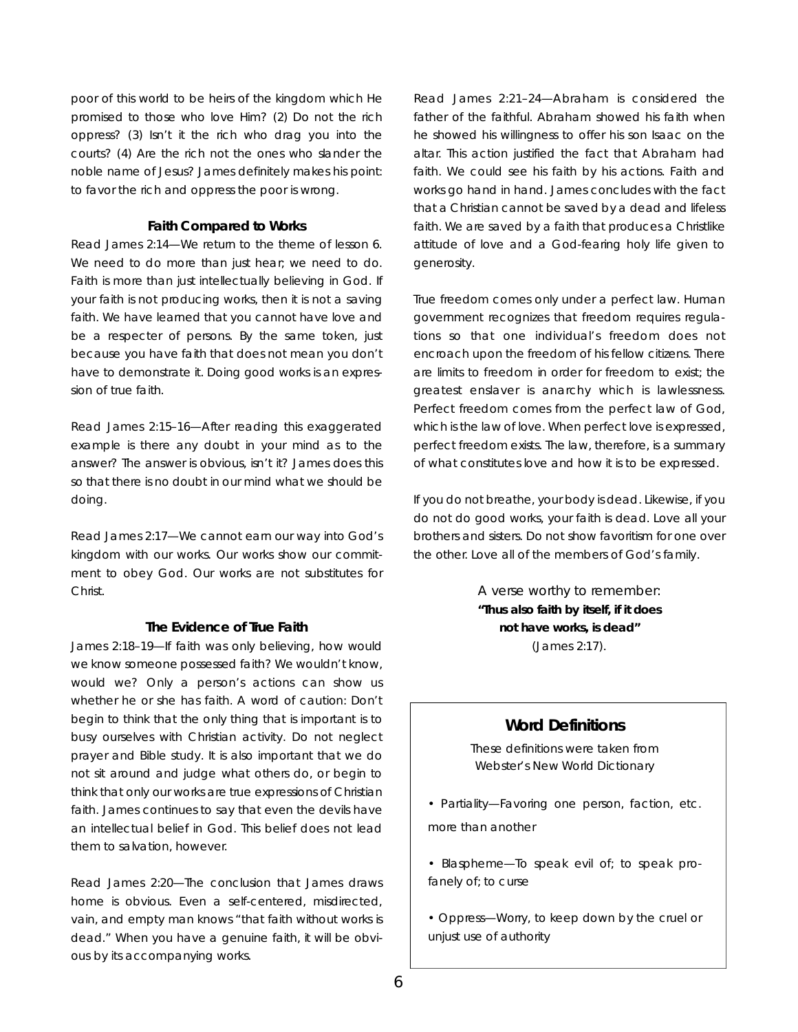poor of this world to be heirs of the kingdom which He promised to those who love Him? (2) Do not the rich oppress? (3) Isn't it the rich who drag you into the courts? (4) Are the rich not the ones who slander the noble name of Jesus? James definitely makes his point: to favor the rich and oppress the poor is wrong.

### Faith Compared to Works

Read James 2:14—We return to the theme of lesson 6. We need to do more than just hear; we need to do. Faith is more than just intellectually believing in God. If your faith is not producing works, then it is not a saving faith. We have learned that you cannot have love and be a respecter of persons. By the same token, just because you have faith that does not mean you don't have to demonstrate it. Doing good works is an expression of true faith.

Read James 2:15–16—After reading this exaggerated example is there any doubt in your mind as to the answer? The answer is obvious, isn't it? James does this so that there is no doubt in our mind what we should be doing.

Read James 2:17—We cannot earn our way into God's kingdom with our works. Our works show our commitment to obey God. Our works are not substitutes for Christ.

### The Evidence of True Faith

James 2:18–19—If faith was only believing, how would we know someone possessed faith? We wouldn't know, would we? Only a person's actions can show us whether he or she has faith. A word of caution: Don't begin to think that the only thing that is important is to busy ourselves with Christian activity. Do not neglect prayer and Bible study. It is also important that we do not sit around and judge what others do, or begin to think that only our works are true expressions of Christian faith. James continues to say that even the devils have an intellectual belief in God. This belief does not lead them to salvation, however.

Read James 2:20—The conclusion that James draws home is obvious. Even a self-centered, misdirected, vain, and empty man knows "that faith without works is dead." When you have a genuine faith, it will be obvious by its accompanying works.

Read James 2:21–24—Abraham is considered the father of the faithful. Abraham showed his faith when he showed his willingness to offer his son Isaac on the altar. This action justified the fact that Abraham had faith. We could see his faith by his actions. Faith and works go hand in hand. James concludes with the fact that a Christian cannot be saved by a dead and lifeless faith. We are saved by a faith that produces a Christlike attitude of love and a God-fearing holy life given to generosity.

True freedom comes only under a perfect law. Human government recognizes that freedom requires regulations so that one individual's freedom does not encroach upon the freedom of his fellow citizens. There are limits to freedom in order for freedom to exist; the greatest enslaver is anarchy which is lawlessness. Perfect freedom comes from the perfect law of God, which is the law of love. When perfect love is expressed, perfect freedom exists. The law, therefore, is a summary of what constitutes love and how it is to be expressed.

If you do not breathe, your body is dead. Likewise, if you do not do good works, your faith is dead. Love all your brothers and sisters. Do not show favoritism for one over the other. Love all of the members of God's family.

A verse worthy to remember:
**"Thus also faith by itself, if it does not have works, is dead"**
(James 2:17).

### Word Definitions

These definitions were taken from Webster's New World Dictionary

- Partiality—Favoring one person, faction, etc. more than another
- Blaspheme—To speak evil of; to speak profanely of; to curse
- Oppress—Worry, to keep down by the cruel or unjust use of authority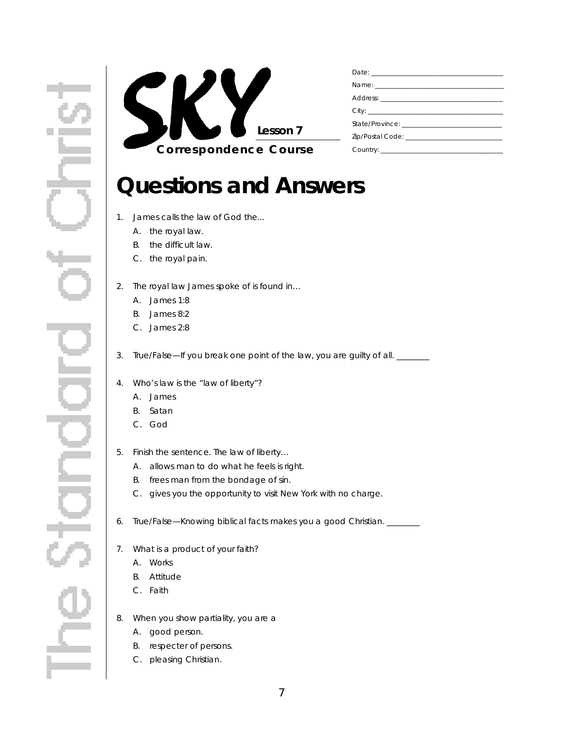# SKY

**Lesson 7**

**Correspondence Course**

Date: ___________________________________

Name: ___________________________________

Address: _________________________________

City: ____________________________________

State/Province: ___________________________

Zip/Postal Code: __________________________

Country: _________________________________

# Questions and Answers

1. James calls the law of God the...
   A. the royal law.
   B. the difficult law.
   C. the royal pain.

2. The royal law James spoke of is found in…
   A. James 1:8
   B. James 8:2
   C. James 2:8

3. True/False—If you break one point of the law, you are guilty of all. ________

4. Who's law is the "law of liberty"?
   A. James
   B. Satan
   C. God

5. Finish the sentence. The law of liberty…
   A. allows man to do what he feels is right.
   B. frees man from the bondage of sin.
   C. gives you the opportunity to visit New York with no charge.

6. True/False—Knowing biblical facts makes you a good Christian. ________

7. What is a product of your faith?
   A. Works
   B. Attitude
   C. Faith

8. When you show partiality, you are a
   A. good person.
   B. respecter of persons.
   C. pleasing Christian.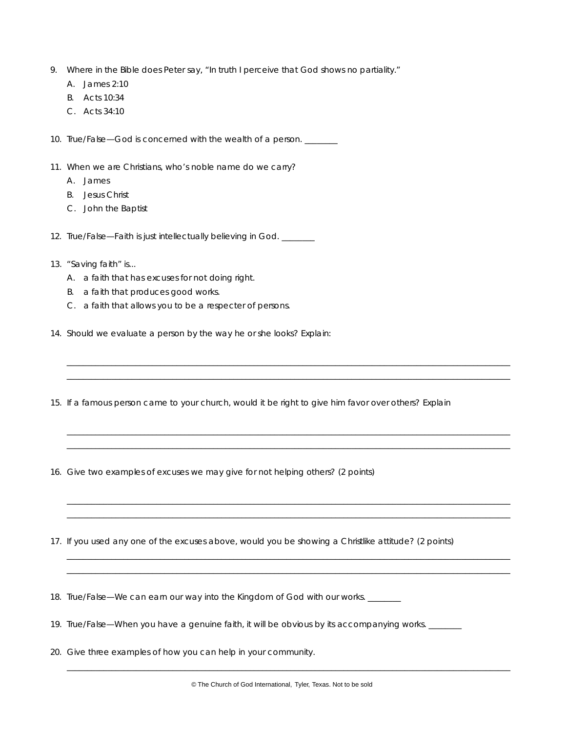9. Where in the Bible does Peter say, "In truth I perceive that God shows no partiality."
   A. James 2:10
   B. Acts 10:34
   C. Acts 34:10

10. True/False—God is concerned with the wealth of a person. ________

11. When we are Christians, who's noble name do we carry?
    A. James
    B. Jesus Christ
    C. John the Baptist

12. True/False—Faith is just intellectually believing in God. ________

13. "Saving faith" is...
    A. a faith that has excuses for not doing right.
    B. a faith that produces good works.
    C. a faith that allows you to be a respecter of persons.

14. Should we evaluate a person by the way he or she looks? Explain:

    ____________________________________________________________________________________________

    ____________________________________________________________________________________________

15. If a famous person came to your church, would it be right to give him favor over others? Explain

    ____________________________________________________________________________________________

    ____________________________________________________________________________________________

16. Give two examples of excuses we may give for not helping others? (2 points)

    ____________________________________________________________________________________________

    ____________________________________________________________________________________________

17. If you used any one of the excuses above, would you be showing a Christlike attitude? (2 points)

    ____________________________________________________________________________________________

    ____________________________________________________________________________________________

18. True/False—We can earn our way into the Kingdom of God with our works. ________

19. True/False—When you have a genuine faith, it will be obvious by its accompanying works. ________

20. Give three examples of how you can help in your community.

    ____________________________________________________________________________________________

© The Church of God International, Tyler, Texas. Not to be sold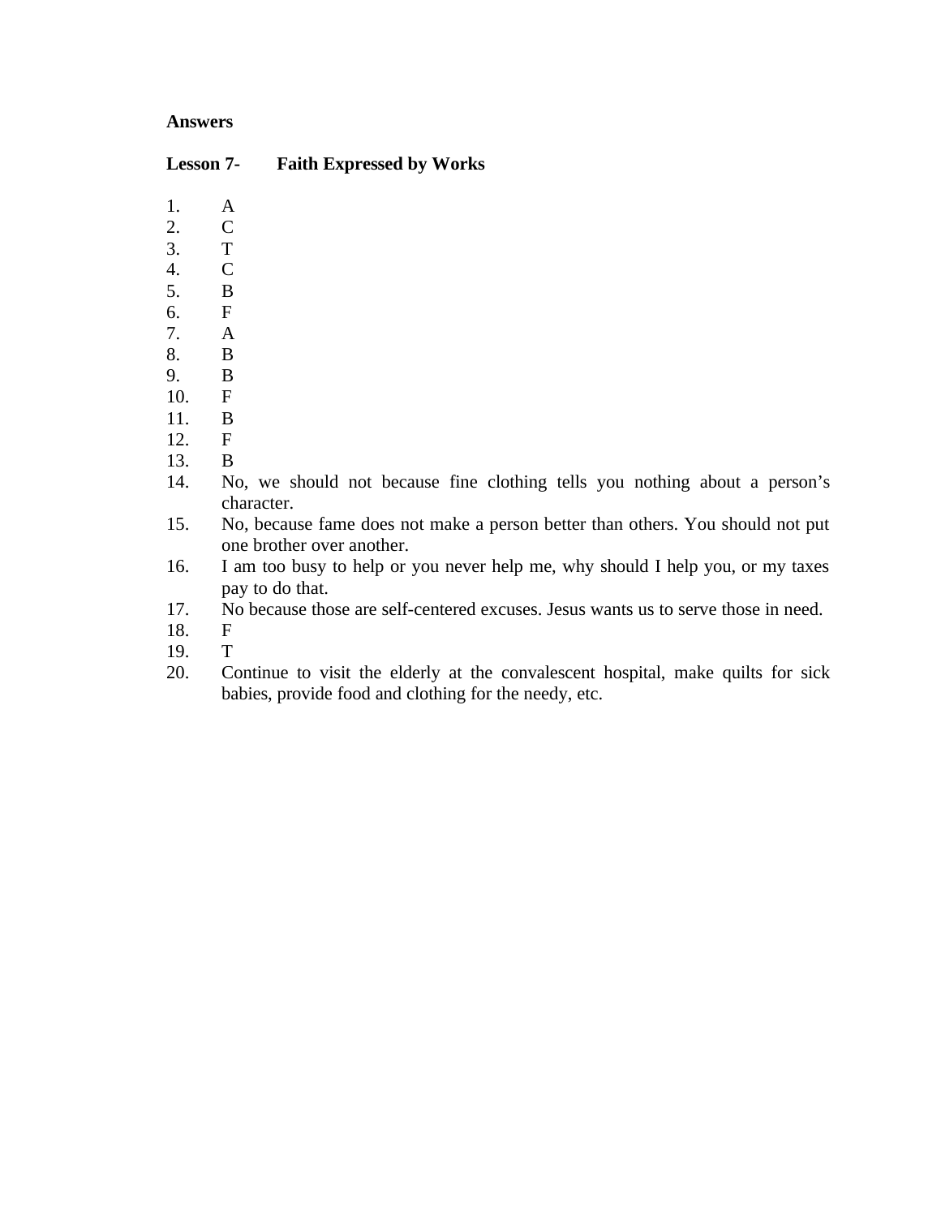**Answers**

**Lesson 7- Faith Expressed by Works**

1. A
2. C
3. T
4. C
5. B
6. F
7. A
8. B
9. B
10. F
11. B
12. F
13. B
14. No, we should not because fine clothing tells you nothing about a person's character.
15. No, because fame does not make a person better than others. You should not put one brother over another.
16. I am too busy to help or you never help me, why should I help you, or my taxes pay to do that.
17. No because those are self-centered excuses. Jesus wants us to serve those in need.
18. F
19. T
20. Continue to visit the elderly at the convalescent hospital, make quilts for sick babies, provide food and clothing for the needy, etc.